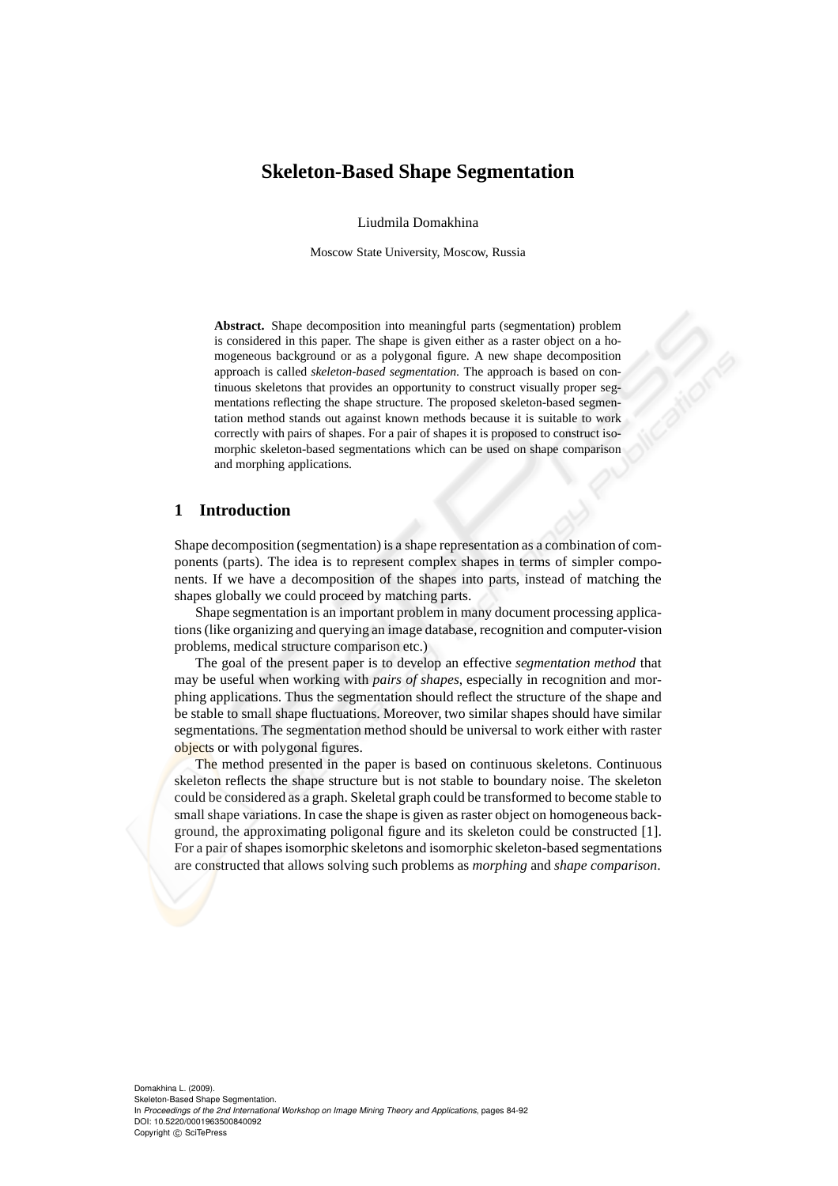# Skeleton-Based Shape Segmentation

Liudmila Domakhina

Moscow State University, Moscow, Russia

**Abstract.** Shape decomposition into meaningful parts (segmentation) problem is considered in this paper. The shape is given either as a raster object on a homogeneous background or as a polygonal figure. A new shape decomposition approach is called *skeleton-based segmentation*. The approach is based on continuous skeletons that provides an opportunity to construct visually proper segmentations reflecting the shape structure. The proposed skeleton-based segmentation method stands out against known methods because it is suitable to work correctly with pairs of shapes. For a pair of shapes it is proposed to construct isomorphic skeleton-based segmentations which can be used on shape comparison and morphing applications.

## 1 Introduction

Shape decomposition (segmentation) is a shape representation as a combination of components (parts). The idea is to represent complex shapes in terms of simpler components. If we have a decomposition of the shapes into parts, instead of matching the shapes globally we could proceed by matching parts.

Shape segmentation is an important problem in many document processing applications (like organizing and querying an image database, recognition and computer-vision problems, medical structure comparison etc.)

The goal of the present paper is to develop an effective *segmentation method* that may be useful when working with *pairs of shapes*, especially in recognition and morphing applications. Thus the segmentation should reflect the structure of the shape and be stable to small shape fluctuations. Moreover, two similar shapes should have similar segmentations. The segmentation method should be universal to work either with raster objects or with polygonal figures.

The method presented in the paper is based on continuous skeletons. Continuous skeleton reflects the shape structure but is not stable to boundary noise. The skeleton could be considered as a graph. Skeletal graph could be transformed to become stable to small shape variations. In case the shape is given as raster object on homogeneous background, the approximating poligonal figure and its skeleton could be constructed [1]. For a pair of shapes isomorphic skeletons and isomorphic skeleton-based segmentations are constructed that allows solving such problems as *morphing* and *shape comparison*.

Domakhina L. (2009).
Skeleton-Based Shape Segmentation.
In *Proceedings of the 2nd International Workshop on Image Mining Theory and Applications*, pages 84-92
DOI: 10.5220/0001963500840092
Copyright © SciTePress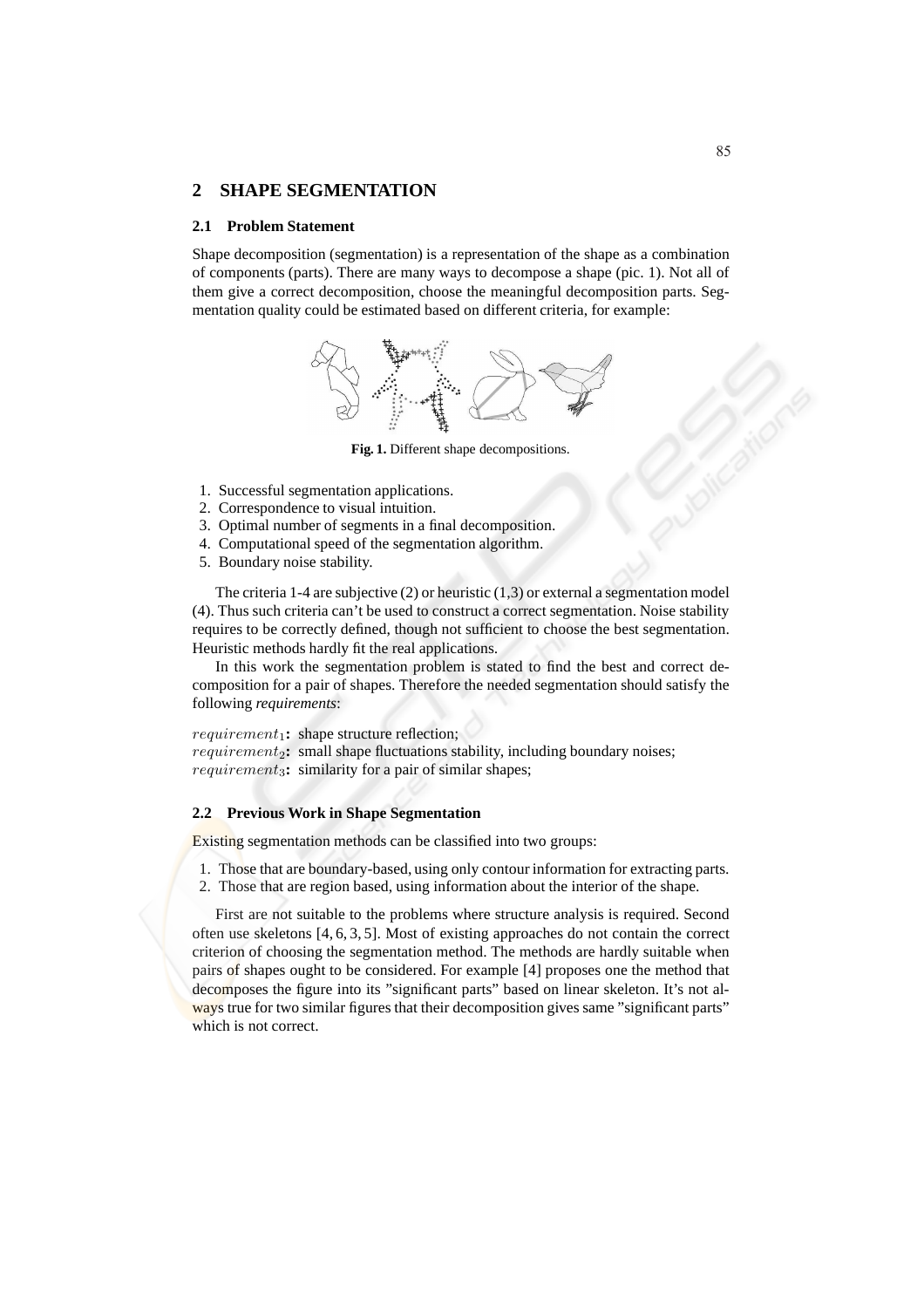## 2 SHAPE SEGMENTATION

### 2.1 Problem Statement

Shape decomposition (segmentation) is a representation of the shape as a combination of components (parts). There are many ways to decompose a shape (pic. 1). Not all of them give a correct decomposition, choose the meaningful decomposition parts. Segmentation quality could be estimated based on different criteria, for example:

**Fig. 1.** Different shape decompositions.

1. Successful segmentation applications.
2. Correspondence to visual intuition.
3. Optimal number of segments in a final decomposition.
4. Computational speed of the segmentation algorithm.
5. Boundary noise stability.

The criteria 1-4 are subjective (2) or heuristic (1,3) or external a segmentation model (4). Thus such criteria can't be used to construct a correct segmentation. Noise stability requires to be correctly defined, though not sufficient to choose the best segmentation. Heuristic methods hardly fit the real applications.

In this work the segmentation problem is stated to find the best and correct decomposition for a pair of shapes. Therefore the needed segmentation should satisfy the following *requirements*:

$requirement_1$**:** shape structure reflection;
$requirement_2$**:** small shape fluctuations stability, including boundary noises;
$requirement_3$**:** similarity for a pair of similar shapes;

### 2.2 Previous Work in Shape Segmentation

Existing segmentation methods can be classified into two groups:

1. Those that are boundary-based, using only contour information for extracting parts.
2. Those that are region based, using information about the interior of the shape.

First are not suitable to the problems where structure analysis is required. Second often use skeletons [4, 6, 3, 5]. Most of existing approaches do not contain the correct criterion of choosing the segmentation method. The methods are hardly suitable when pairs of shapes ought to be considered. For example [4] proposes one the method that decomposes the figure into its "significant parts" based on linear skeleton. It's not always true for two similar figures that their decomposition gives same "significant parts" which is not correct.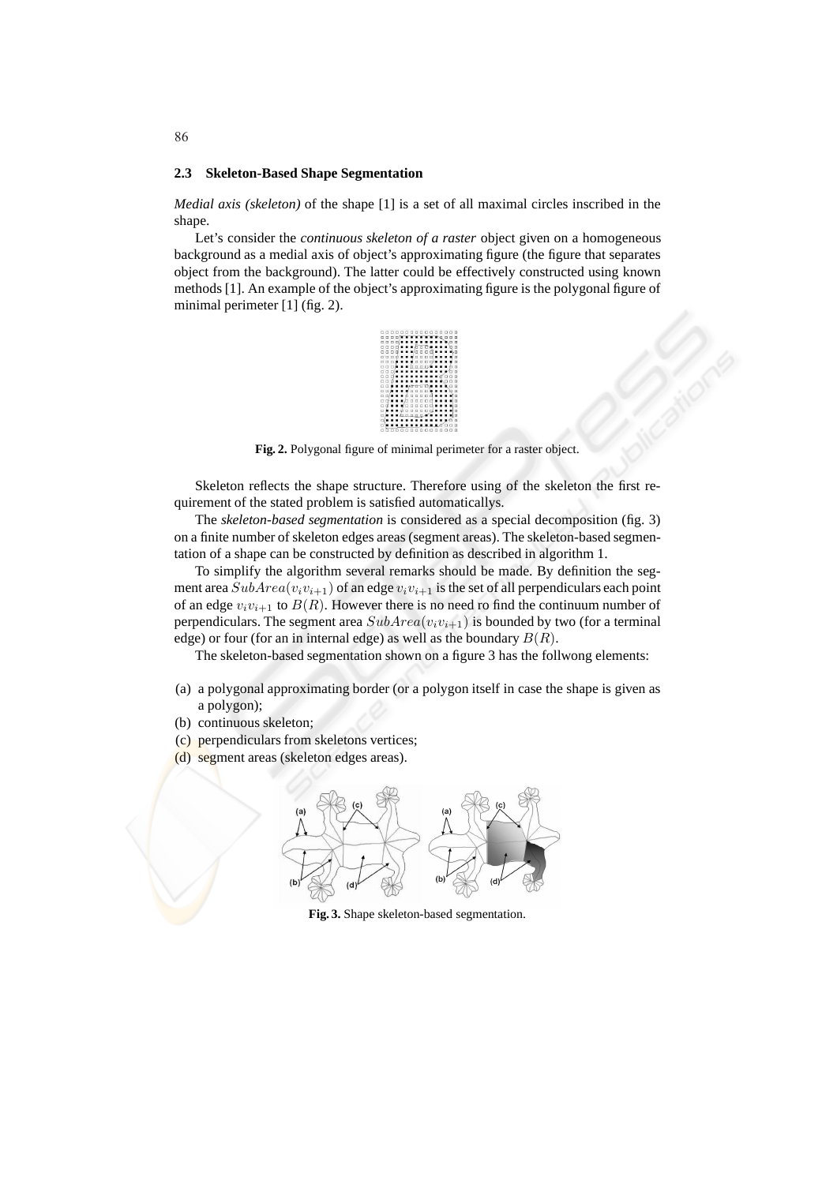### 2.3 Skeleton-Based Shape Segmentation

*Medial axis (skeleton)* of the shape [1] is a set of all maximal circles inscribed in the shape.

Let's consider the *continuous skeleton of a raster* object given on a homogeneous background as a medial axis of object's approximating figure (the figure that separates object from the background). The latter could be effectively constructed using known methods [1]. An example of the object's approximating figure is the polygonal figure of minimal perimeter [1] (fig. 2).

**Fig. 2.** Polygonal figure of minimal perimeter for a raster object.

Skeleton reflects the shape structure. Therefore using of the skeleton the first requirement of the stated problem is satisfied automaticallys.

The *skeleton-based segmentation* is considered as a special decomposition (fig. 3) on a finite number of skeleton edges areas (segment areas). The skeleton-based segmentation of a shape can be constructed by definition as described in algorithm 1.

To simplify the algorithm several remarks should be made. By definition the segment area $SubArea(v_i v_{i+1})$ of an edge $v_i v_{i+1}$ is the set of all perpendiculars each point of an edge $v_i v_{i+1}$ to $B(R)$. However there is no need ro find the continuum number of perpendiculars. The segment area $SubArea(v_i v_{i+1})$ is bounded by two (for a terminal edge) or four (for an in internal edge) as well as the boundary $B(R)$.

The skeleton-based segmentation shown on a figure 3 has the follwong elements:

(a) a polygonal approximating border (or a polygon itself in case the shape is given as a polygon);
(b) continuous skeleton;
(c) perpendiculars from skeletons vertices;
(d) segment areas (skeleton edges areas).

**Fig. 3.** Shape skeleton-based segmentation.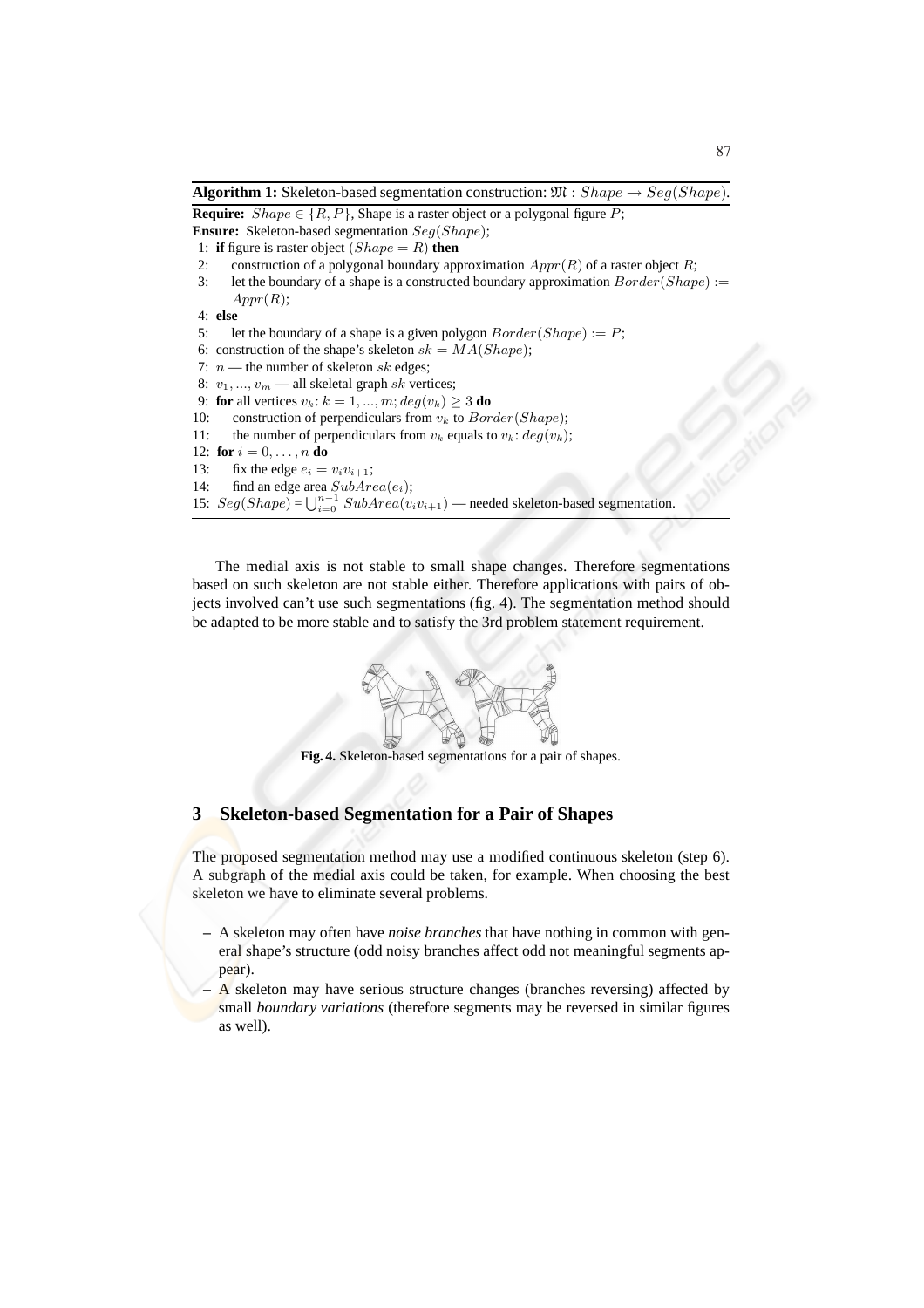**Algorithm 1:** Skeleton-based segmentation construction: $\mathfrak{M} : Shape \rightarrow Seg(Shape)$.

**Require:** $Shape \in \{R, P\}$, Shape is a raster object or a polygonal figure $P$;
**Ensure:** Skeleton-based segmentation $Seg(Shape)$;

1: **if** figure is raster object $(Shape = R)$ **then**
2: &nbsp;&nbsp;&nbsp;&nbsp;construction of a polygonal boundary approximation $Appr(R)$ of a raster object $R$;
3: &nbsp;&nbsp;&nbsp;&nbsp;let the boundary of a shape is a constructed boundary approximation $Border(Shape) := Appr(R)$;
4: **else**
5: &nbsp;&nbsp;&nbsp;&nbsp;let the boundary of a shape is a given polygon $Border(Shape) := P$;
6: construction of the shape's skeleton $sk = MA(Shape)$;
7: $n$ — the number of skeleton $sk$ edges;
8: $v_1, ..., v_m$ — all skeletal graph $sk$ vertices;
9: **for** all vertices $v_k$: $k = 1, ..., m; deg(v_k) \geq 3$ **do**
10: &nbsp;&nbsp;&nbsp;&nbsp;construction of perpendiculars from $v_k$ to $Border(Shape)$;
11: &nbsp;&nbsp;&nbsp;&nbsp;the number of perpendiculars from $v_k$ equals to $v_k$: $deg(v_k)$;
12: **for** $i = 0, \ldots, n$ **do**
13: &nbsp;&nbsp;&nbsp;&nbsp;fix the edge $e_i = v_i v_{i+1}$;
14: &nbsp;&nbsp;&nbsp;&nbsp;find an edge area $SubArea(e_i)$;
15: $Seg(Shape) = \bigcup_{i=0}^{n-1} SubArea(v_i v_{i+1})$ — needed skeleton-based segmentation.

The medial axis is not stable to small shape changes. Therefore segmentations based on such skeleton are not stable either. Therefore applications with pairs of objects involved can't use such segmentations (fig. 4). The segmentation method should be adapted to be more stable and to satisfy the 3rd problem statement requirement.

**Fig. 4.** Skeleton-based segmentations for a pair of shapes.

## 3 Skeleton-based Segmentation for a Pair of Shapes

The proposed segmentation method may use a modified continuous skeleton (step 6). A subgraph of the medial axis could be taken, for example. When choosing the best skeleton we have to eliminate several problems.

– A skeleton may often have *noise branches* that have nothing in common with general shape's structure (odd noisy branches affect odd not meaningful segments appear).
– A skeleton may have serious structure changes (branches reversing) affected by small *boundary variations* (therefore segments may be reversed in similar figures as well).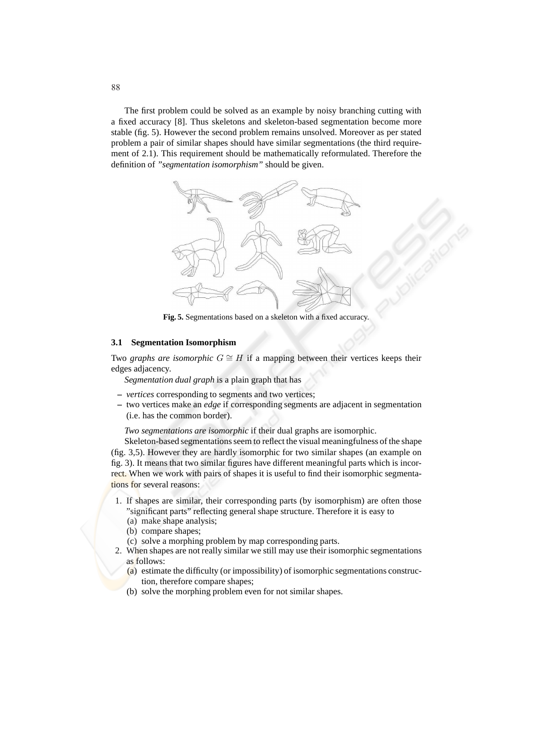The first problem could be solved as an example by noisy branching cutting with a fixed accuracy [8]. Thus skeletons and skeleton-based segmentation become more stable (fig. 5). However the second problem remains unsolved. Moreover as per stated problem a pair of similar shapes should have similar segmentations (the third requirement of 2.1). This requirement should be mathematically reformulated. Therefore the definition of *"segmentation isomorphism"* should be given.

**Fig. 5.** Segmentations based on a skeleton with a fixed accuracy.

### 3.1 Segmentation Isomorphism

Two *graphs are isomorphic* $G \cong H$ if a mapping between their vertices keeps their edges adjacency.

*Segmentation dual graph* is a plain graph that has

- *vertices* corresponding to segments and two vertices;
- two vertices make an *edge* if corresponding segments are adjacent in segmentation (i.e. has the common border).

*Two segmentations are isomorphic* if their dual graphs are isomorphic.

Skeleton-based segmentations seem to reflect the visual meaningfulness of the shape (fig. 3,5). However they are hardly isomorphic for two similar shapes (an example on fig. 3). It means that two similar figures have different meaningful parts which is incorrect. When we work with pairs of shapes it is useful to find their isomorphic segmentations for several reasons:

1. If shapes are similar, their corresponding parts (by isomorphism) are often those "significant parts" reflecting general shape structure. Therefore it is easy to
   (a) make shape analysis;
   (b) compare shapes;
   (c) solve a morphing problem by map corresponding parts.
2. When shapes are not really similar we still may use their isomorphic segmentations as follows:
   (a) estimate the difficulty (or impossibility) of isomorphic segmentations construction, therefore compare shapes;
   (b) solve the morphing problem even for not similar shapes.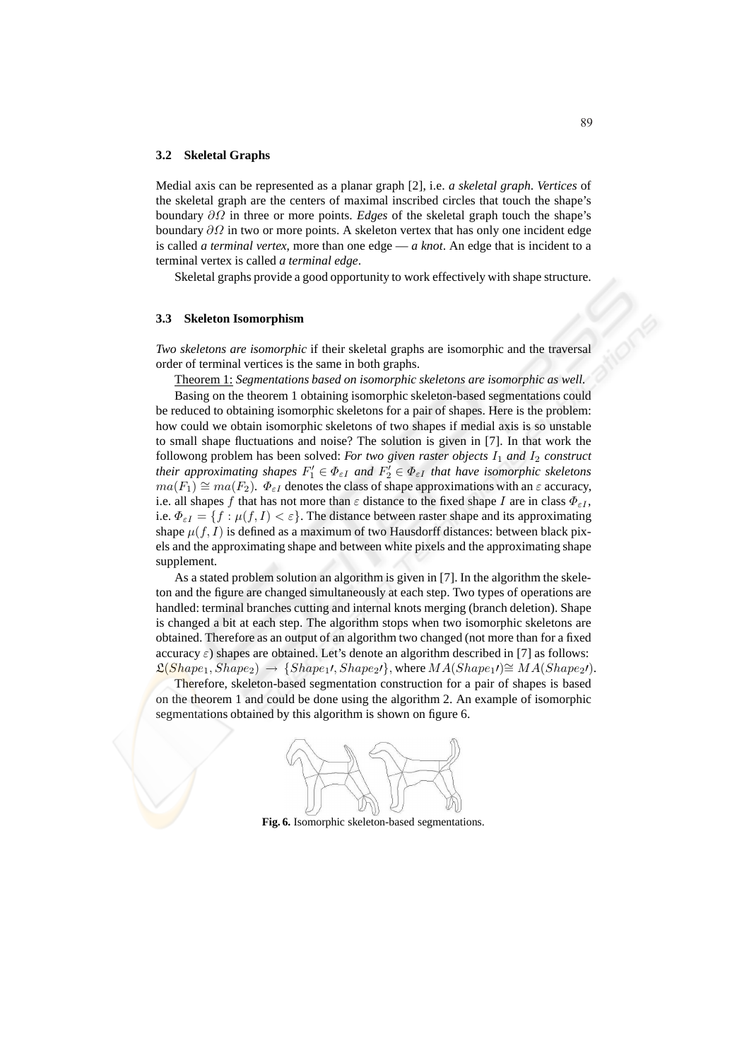### 3.2 Skeletal Graphs

Medial axis can be represented as a planar graph [2], i.e. *a skeletal graph*. *Vertices* of the skeletal graph are the centers of maximal inscribed circles that touch the shape's boundary $\partial\Omega$ in three or more points. *Edges* of the skeletal graph touch the shape's boundary $\partial\Omega$ in two or more points. A skeleton vertex that has only one incident edge is called *a terminal vertex*, more than one edge — *a knot*. An edge that is incident to a terminal vertex is called *a terminal edge*.

Skeletal graphs provide a good opportunity to work effectively with shape structure.

### 3.3 Skeleton Isomorphism

*Two skeletons are isomorphic* if their skeletal graphs are isomorphic and the traversal order of terminal vertices is the same in both graphs.

Theorem 1: *Segmentations based on isomorphic skeletons are isomorphic as well.*

Basing on the theorem 1 obtaining isomorphic skeleton-based segmentations could be reduced to obtaining isomorphic skeletons for a pair of shapes. Here is the problem: how could we obtain isomorphic skeletons of two shapes if medial axis is so unstable to small shape fluctuations and noise? The solution is given in [7]. In that work the followong problem has been solved: *For two given raster objects $I_1$ and $I_2$ construct their approximating shapes $F_1' \in \Phi_{\varepsilon I}$ and $F_2' \in \Phi_{\varepsilon I}$ that have isomorphic skeletons $ma(F_1) \cong ma(F_2)$.* $\Phi_{\varepsilon I}$ denotes the class of shape approximations with an $\varepsilon$ accuracy, i.e. all shapes $f$ that has not more than $\varepsilon$ distance to the fixed shape $I$ are in class $\Phi_{\varepsilon I}$, i.e. $\Phi_{\varepsilon I} = \{f : \mu(f, I) < \varepsilon\}$. The distance between raster shape and its approximating shape $\mu(f, I)$ is defined as a maximum of two Hausdorff distances: between black pixels and the approximating shape and between white pixels and the approximating shape supplement.

As a stated problem solution an algorithm is given in [7]. In the algorithm the skeleton and the figure are changed simultaneously at each step. Two types of operations are handled: terminal branches cutting and internal knots merging (branch deletion). Shape is changed a bit at each step. The algorithm stops when two isomorphic skeletons are obtained. Therefore as an output of an algorithm two changed (not more than for a fixed accuracy $\varepsilon$) shapes are obtained. Let's denote an algorithm described in [7] as follows: $\mathfrak{L}(Shape_1, Shape_2) \rightarrow \{Shape_1\prime, Shape_2\prime\}$, where $MA(Shape_1\prime) \cong MA(Shape_2\prime)$.

Therefore, skeleton-based segmentation construction for a pair of shapes is based on the theorem 1 and could be done using the algorithm 2. An example of isomorphic segmentations obtained by this algorithm is shown on figure 6.

**Fig. 6.** Isomorphic skeleton-based segmentations.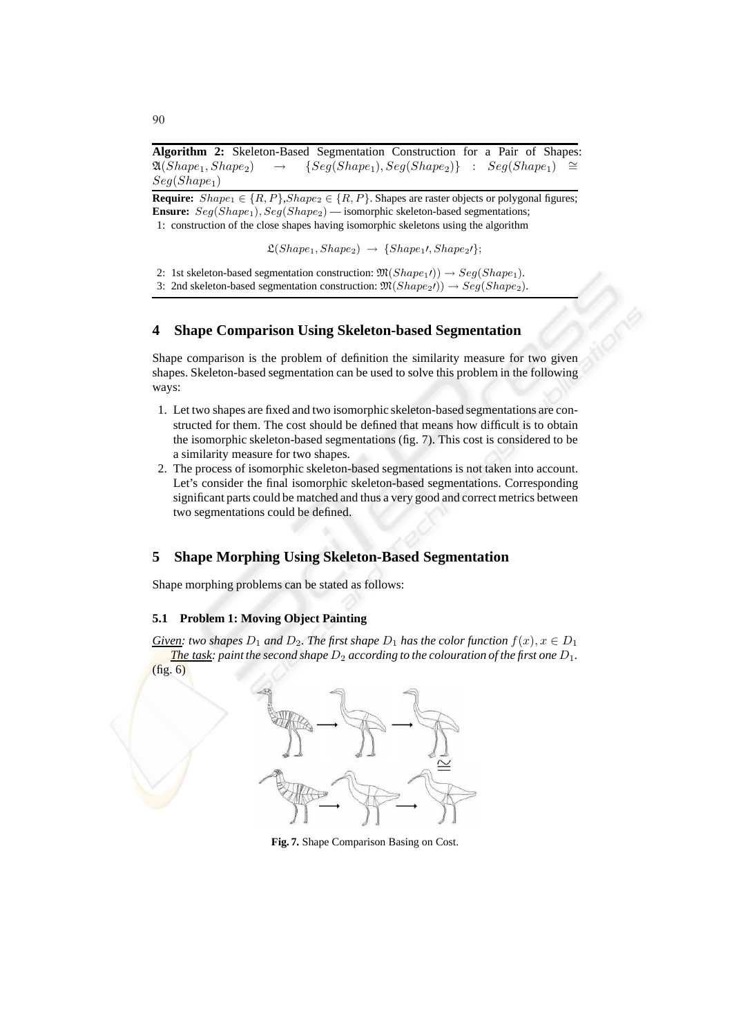**Algorithm 2:** Skeleton-Based Segmentation Construction for a Pair of Shapes: $\mathfrak{A}(Shape_1, Shape_2) \rightarrow \{Seg(Shape_1), Seg(Shape_2)\} : Seg(Shape_1) \cong Seg(Shape_1)$

**Require:** $Shape_1 \in \{R, P\}$,$Shape_2 \in \{R, P\}$. Shapes are raster objects or polygonal figures;
**Ensure:** $Seg(Shape_1), Seg(Shape_2)$ — isomorphic skeleton-based segmentations;
1: construction of the close shapes having isomorphic skeletons using the algorithm

$$\mathfrak{L}(Shape_1, Shape_2) \rightarrow \{Shape_1\prime, Shape_2\prime\};$$

2: 1st skeleton-based segmentation construction: $\mathfrak{M}(Shape_1\prime)) \rightarrow Seg(Shape_1)$.
3: 2nd skeleton-based segmentation construction: $\mathfrak{M}(Shape_2\prime)) \rightarrow Seg(Shape_2)$.

## 4 Shape Comparison Using Skeleton-based Segmentation

Shape comparison is the problem of definition the similarity measure for two given shapes. Skeleton-based segmentation can be used to solve this problem in the following ways:

1. Let two shapes are fixed and two isomorphic skeleton-based segmentations are constructed for them. The cost should be defined that means how difficult is to obtain the isomorphic skeleton-based segmentations (fig. 7). This cost is considered to be a similarity measure for two shapes.
2. The process of isomorphic skeleton-based segmentations is not taken into account. Let's consider the final isomorphic skeleton-based segmentations. Corresponding significant parts could be matched and thus a very good and correct metrics between two segmentations could be defined.

## 5 Shape Morphing Using Skeleton-Based Segmentation

Shape morphing problems can be stated as follows:

### 5.1 Problem 1: Moving Object Painting

*Given: two shapes $D_1$ and $D_2$. The first shape $D_1$ has the color function $f(x), x \in D_1$*

*The task: paint the second shape $D_2$ according to the colouration of the first one $D_1$.* (fig. 6)

**Fig. 7.** Shape Comparison Basing on Cost.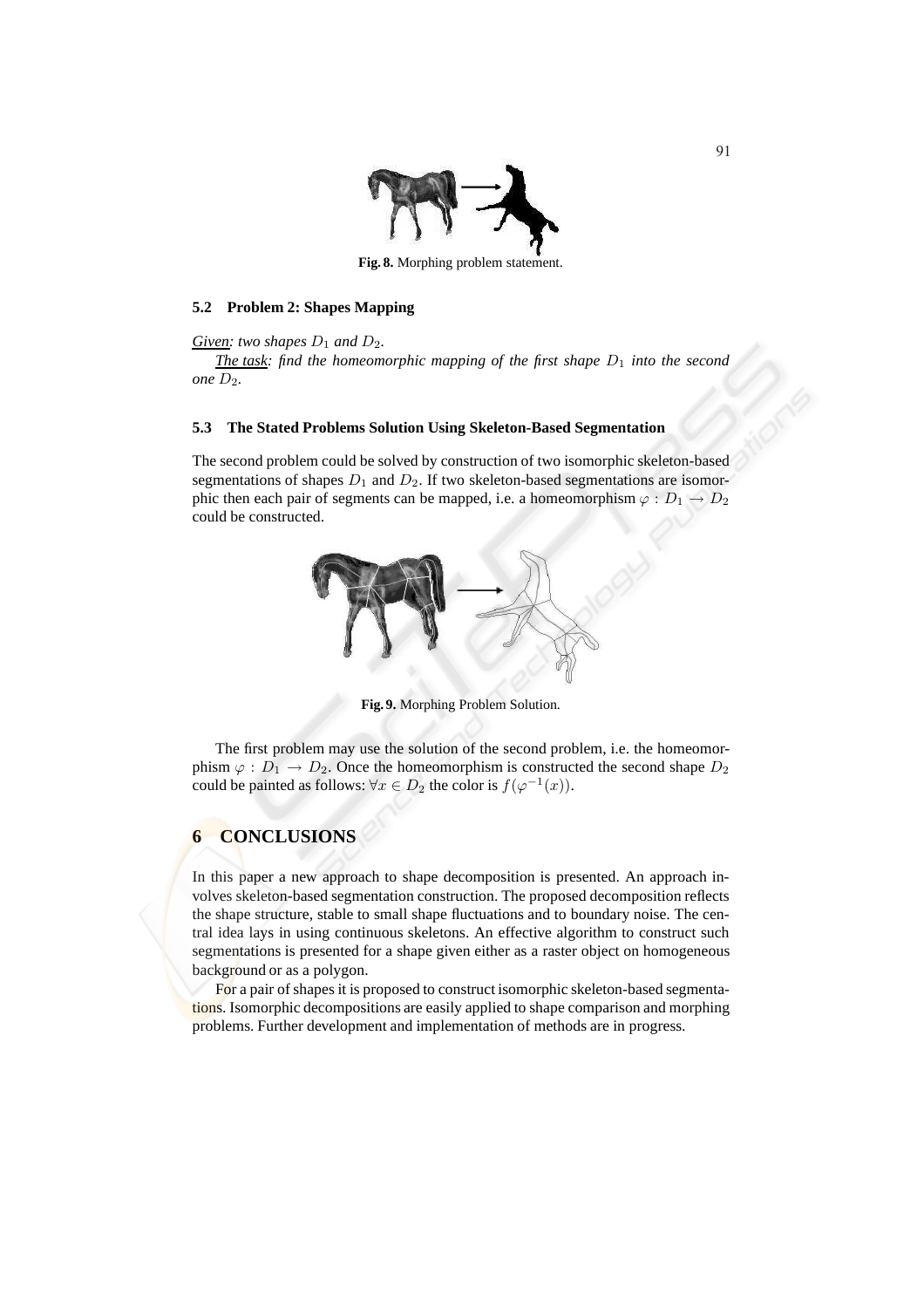Fig. 8. Morphing problem statement.

### 5.2 Problem 2: Shapes Mapping

*Given: two shapes $D_1$ and $D_2$.*

*The task: find the homeomorphic mapping of the first shape $D_1$ into the second one $D_2$.*

### 5.3 The Stated Problems Solution Using Skeleton-Based Segmentation

The second problem could be solved by construction of two isomorphic skeleton-based segmentations of shapes $D_1$ and $D_2$. If two skeleton-based segmentations are isomorphic then each pair of segments can be mapped, i.e. a homeomorphism $\varphi : D_1 \rightarrow D_2$ could be constructed.

Fig. 9. Morphing Problem Solution.

The first problem may use the solution of the second problem, i.e. the homeomorphism $\varphi : D_1 \rightarrow D_2$. Once the homeomorphism is constructed the second shape $D_2$ could be painted as follows: $\forall x \in D_2$ the color is $f(\varphi^{-1}(x))$.

## 6 CONCLUSIONS

In this paper a new approach to shape decomposition is presented. An approach involves skeleton-based segmentation construction. The proposed decomposition reflects the shape structure, stable to small shape fluctuations and to boundary noise. The central idea lays in using continuous skeletons. An effective algorithm to construct such segmentations is presented for a shape given either as a raster object on homogeneous background or as a polygon.

For a pair of shapes it is proposed to construct isomorphic skeleton-based segmentations. Isomorphic decompositions are easily applied to shape comparison and morphing problems. Further development and implementation of methods are in progress.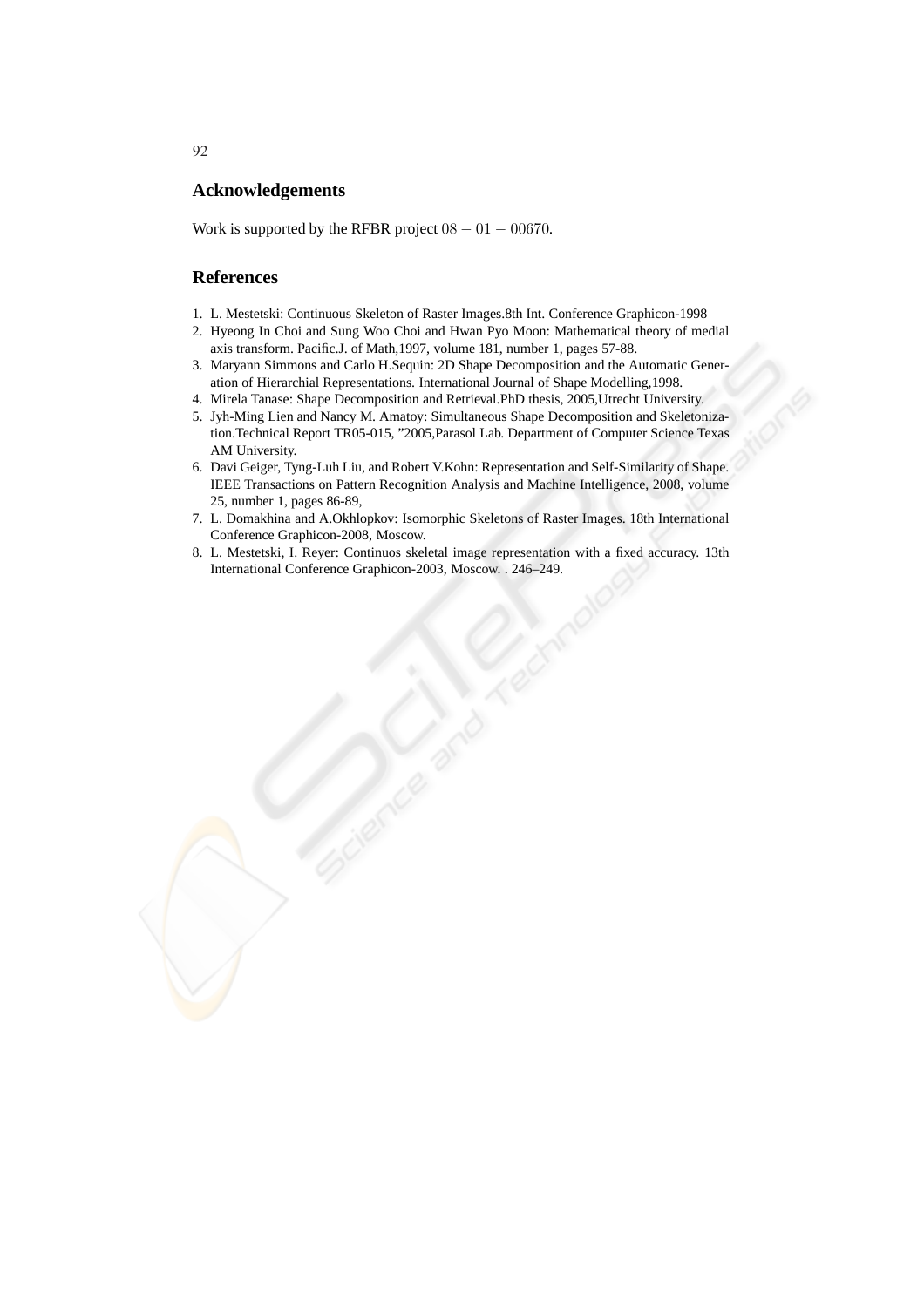## Acknowledgements

Work is supported by the RFBR project $08-01-00670$.

## References

1. L. Mestetski: Continuous Skeleton of Raster Images.8th Int. Conference Graphicon-1998
2. Hyeong In Choi and Sung Woo Choi and Hwan Pyo Moon: Mathematical theory of medial axis transform. Pacific.J. of Math,1997, volume 181, number 1, pages 57-88.
3. Maryann Simmons and Carlo H.Sequin: 2D Shape Decomposition and the Automatic Generation of Hierarchial Representations. International Journal of Shape Modelling,1998.
4. Mirela Tanase: Shape Decomposition and Retrieval.PhD thesis, 2005,Utrecht University.
5. Jyh-Ming Lien and Nancy M. Amatoy: Simultaneous Shape Decomposition and Skeletonization.Technical Report TR05-015, "2005,Parasol Lab. Department of Computer Science Texas AM University.
6. Davi Geiger, Tyng-Luh Liu, and Robert V.Kohn: Representation and Self-Similarity of Shape. IEEE Transactions on Pattern Recognition Analysis and Machine Intelligence, 2008, volume 25, number 1, pages 86-89,
7. L. Domakhina and A.Okhlopkov: Isomorphic Skeletons of Raster Images. 18th International Conference Graphicon-2008, Moscow.
8. L. Mestetski, I. Reyer: Continuos skeletal image representation with a fixed accuracy. 13th International Conference Graphicon-2003, Moscow. . 246–249.